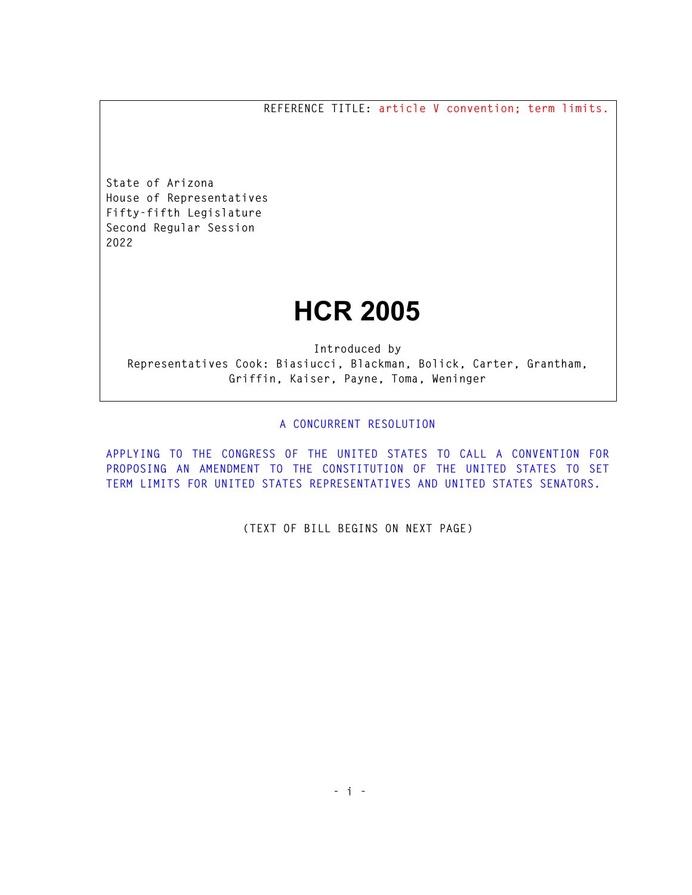REFERENCE TITLE: article V convention; term limits.

State of Arizona
House of Representatives
Fifty-fifth Legislature
Second Regular Session
2022

# HCR 2005

Introduced by
Representatives Cook: Biasiucci, Blackman, Bolick, Carter, Grantham, Griffin, Kaiser, Payne, Toma, Weninger

A CONCURRENT RESOLUTION

APPLYING TO THE CONGRESS OF THE UNITED STATES TO CALL A CONVENTION FOR PROPOSING AN AMENDMENT TO THE CONSTITUTION OF THE UNITED STATES TO SET TERM LIMITS FOR UNITED STATES REPRESENTATIVES AND UNITED STATES SENATORS.

(TEXT OF BILL BEGINS ON NEXT PAGE)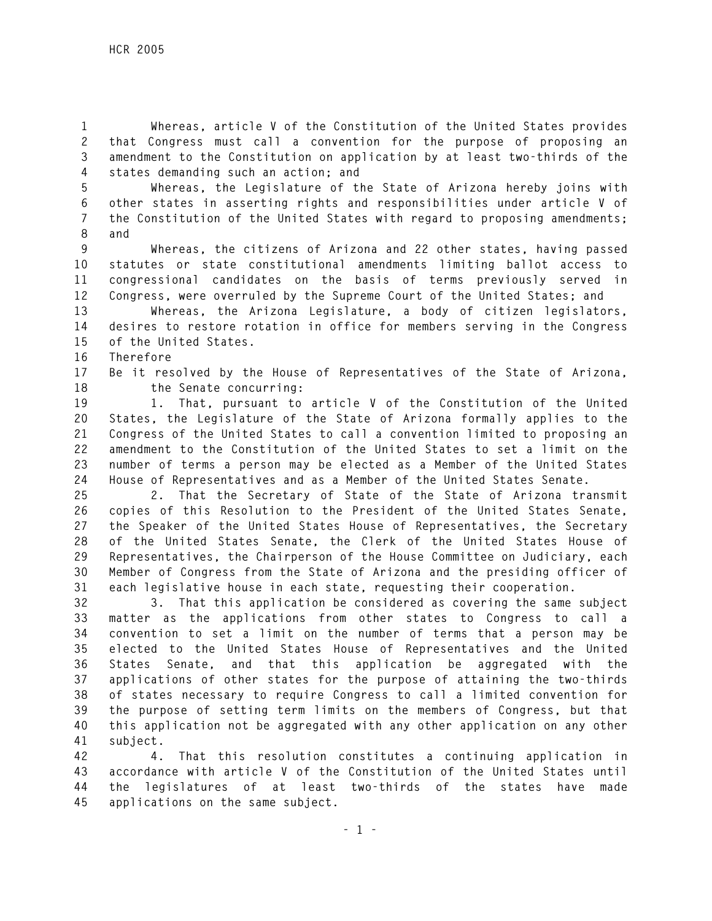Whereas, article V of the Constitution of the United States provides that Congress must call a convention for the purpose of proposing an amendment to the Constitution on application by at least two-thirds of the states demanding such an action; and

Whereas, the Legislature of the State of Arizona hereby joins with other states in asserting rights and responsibilities under article V of the Constitution of the United States with regard to proposing amendments; and

Whereas, the citizens of Arizona and 22 other states, having passed statutes or state constitutional amendments limiting ballot access to congressional candidates on the basis of terms previously served in Congress, were overruled by the Supreme Court of the United States; and

Whereas, the Arizona Legislature, a body of citizen legislators, desires to restore rotation in office for members serving in the Congress of the United States.

Therefore

Be it resolved by the House of Representatives of the State of Arizona, the Senate concurring:

1. That, pursuant to article V of the Constitution of the United States, the Legislature of the State of Arizona formally applies to the Congress of the United States to call a convention limited to proposing an amendment to the Constitution of the United States to set a limit on the number of terms a person may be elected as a Member of the United States House of Representatives and as a Member of the United States Senate.

2. That the Secretary of State of the State of Arizona transmit copies of this Resolution to the President of the United States Senate, the Speaker of the United States House of Representatives, the Secretary of the United States Senate, the Clerk of the United States House of Representatives, the Chairperson of the House Committee on Judiciary, each Member of Congress from the State of Arizona and the presiding officer of each legislative house in each state, requesting their cooperation.

3. That this application be considered as covering the same subject matter as the applications from other states to Congress to call a convention to set a limit on the number of terms that a person may be elected to the United States House of Representatives and the United States Senate, and that this application be aggregated with the applications of other states for the purpose of attaining the two-thirds of states necessary to require Congress to call a limited convention for the purpose of setting term limits on the members of Congress, but that this application not be aggregated with any other application on any other subject.

4. That this resolution constitutes a continuing application in accordance with article V of the Constitution of the United States until the legislatures of at least two-thirds of the states have made applications on the same subject.